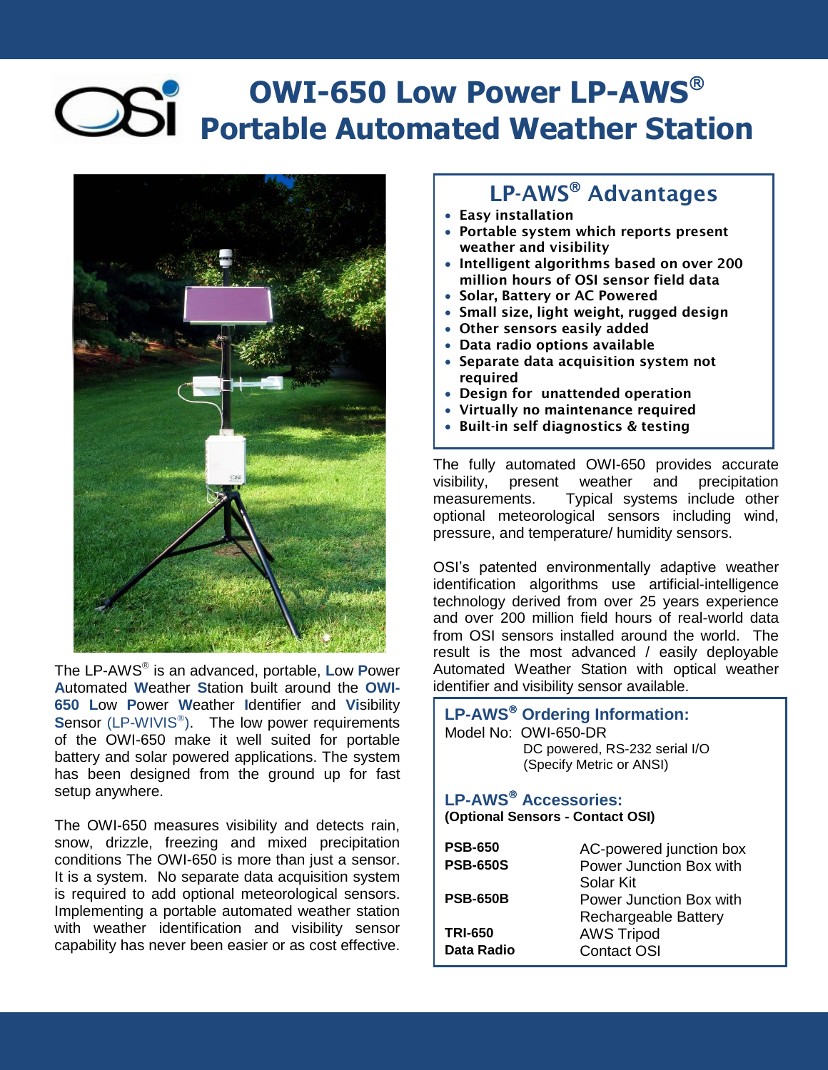# OWI-650 Low Power LP-AWS® Portable Automated Weather Station

The LP-AWS® is an advanced, portable, **L**ow **P**ower **A**utomated **W**eather **S**tation built around the **OWI-650 L**ow **P**ower **W**eather **I**dentifier and **Vi**sibility **S**ensor (LP-WIVIS®). The low power requirements of the OWI-650 make it well suited for portable battery and solar powered applications. The system has been designed from the ground up for fast setup anywhere.

The OWI-650 measures visibility and detects rain, snow, drizzle, freezing and mixed precipitation conditions The OWI-650 is more than just a sensor. It is a system. No separate data acquisition system is required to add optional meteorological sensors. Implementing a portable automated weather station with weather identification and visibility sensor capability has never been easier or as cost effective.

## LP-AWS® Advantages

- **Easy installation**
- **Portable system which reports present weather and visibility**
- **Intelligent algorithms based on over 200 million hours of OSI sensor field data**
- **Solar, Battery or AC Powered**
- **Small size, light weight, rugged design**
- **Other sensors easily added**
- **Data radio options available**
- **Separate data acquisition system not required**
- **Design for unattended operation**
- **Virtually no maintenance required**
- **Built-in self diagnostics & testing**

The fully automated OWI-650 provides accurate visibility, present weather and precipitation measurements. Typical systems include other optional meteorological sensors including wind, pressure, and temperature/ humidity sensors.

OSI's patented environmentally adaptive weather identification algorithms use artificial-intelligence technology derived from over 25 years experience and over 200 million field hours of real-world data from OSI sensors installed around the world. The result is the most advanced / easily deployable Automated Weather Station with optical weather identifier and visibility sensor available.

### LP-AWS® Ordering Information:

Model No: OWI-650-DR
DC powered, RS-232 serial I/O
(Specify Metric or ANSI)

### LP-AWS® Accessories:

**(Optional Sensors - Contact OSI)**

| | |
|---|---|
| **PSB-650** | AC-powered junction box |
| **PSB-650S** | Power Junction Box with Solar Kit |
| **PSB-650B** | Power Junction Box with Rechargeable Battery |
| **TRI-650** | AWS Tripod |
| **Data Radio** | Contact OSI |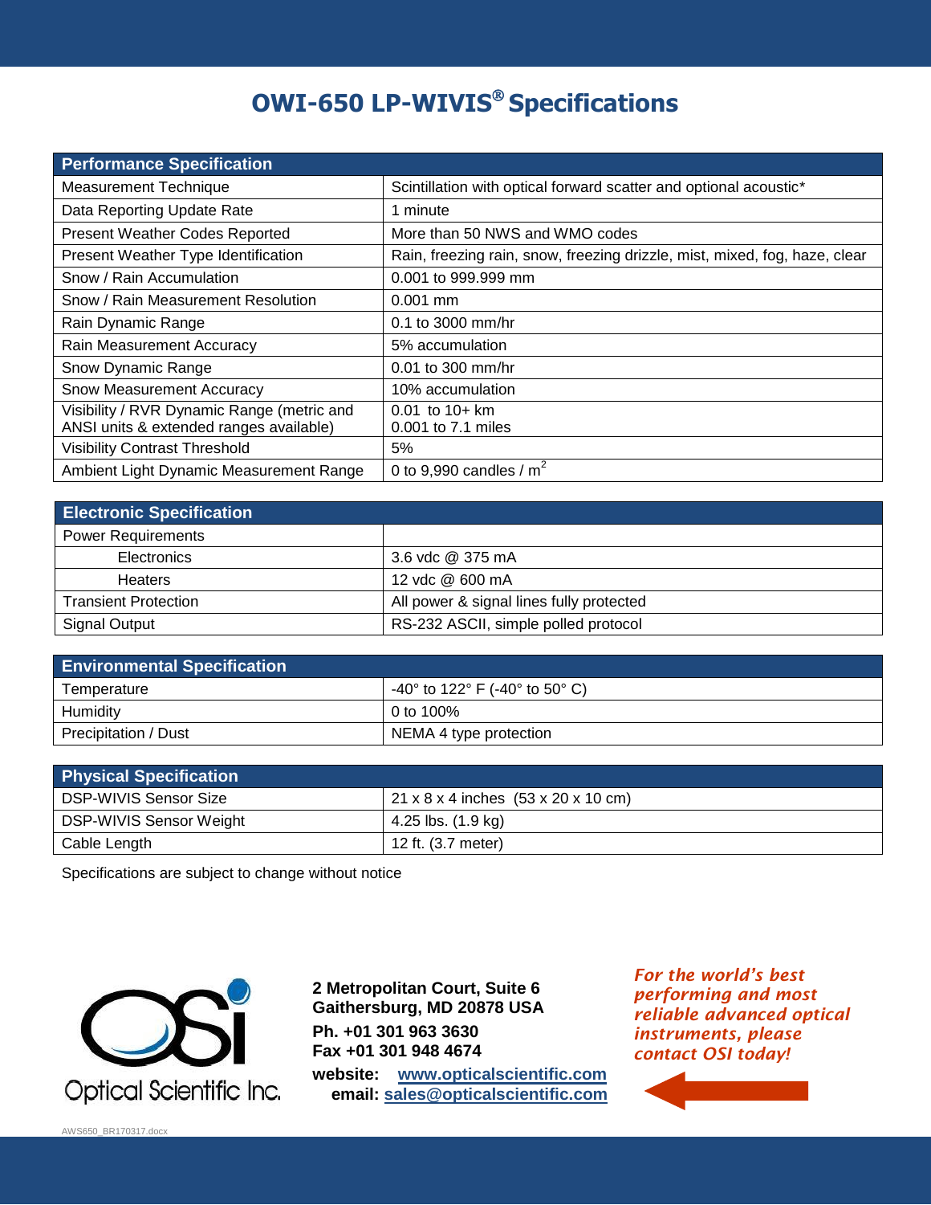# OWI-650 LP-WIVIS® Specifications

| Performance Specification | |
|---|---|
| Measurement Technique | Scintillation with optical forward scatter and optional acoustic* |
| Data Reporting Update Rate | 1 minute |
| Present Weather Codes Reported | More than 50 NWS and WMO codes |
| Present Weather Type Identification | Rain, freezing rain, snow, freezing drizzle, mist, mixed, fog, haze, clear |
| Snow / Rain Accumulation | 0.001 to 999.999 mm |
| Snow / Rain Measurement Resolution | 0.001 mm |
| Rain Dynamic Range | 0.1 to 3000 mm/hr |
| Rain Measurement Accuracy | 5% accumulation |
| Snow Dynamic Range | 0.01 to 300 mm/hr |
| Snow Measurement Accuracy | 10% accumulation |
| Visibility / RVR Dynamic Range (metric and ANSI units & extended ranges available) | 0.01 to 10+ km<br>0.001 to 7.1 miles |
| Visibility Contrast Threshold | 5% |
| Ambient Light Dynamic Measurement Range | 0 to 9,990 candles / $m^2$ |

| Electronic Specification | |
|---|---|
| Power Requirements | |
| Electronics | 3.6 vdc @ 375 mA |
| Heaters | 12 vdc @ 600 mA |
| Transient Protection | All power & signal lines fully protected |
| Signal Output | RS-232 ASCII, simple polled protocol |

| Environmental Specification | |
|---|---|
| Temperature | -40° to 122° F (-40° to 50° C) |
| Humidity | 0 to 100% |
| Precipitation / Dust | NEMA 4 type protection |

| Physical Specification | |
|---|---|
| DSP-WIVIS Sensor Size | 21 x 8 x 4 inches (53 x 20 x 10 cm) |
| DSP-WIVIS Sensor Weight | 4.25 lbs. (1.9 kg) |
| Cable Length | 12 ft. (3.7 meter) |

Specifications are subject to change without notice

Optical Scientific Inc.

**2 Metropolitan Court, Suite 6**
**Gaithersburg, MD 20878 USA**
**Ph. +01 301 963 3630**
**Fax +01 301 948 4674**
**website:** www.opticalscientific.com
**email:** sales@opticalscientific.com

***For the world's best performing and most reliable advanced optical instruments, please contact OSI today!***

AWS650_BR170317.docx